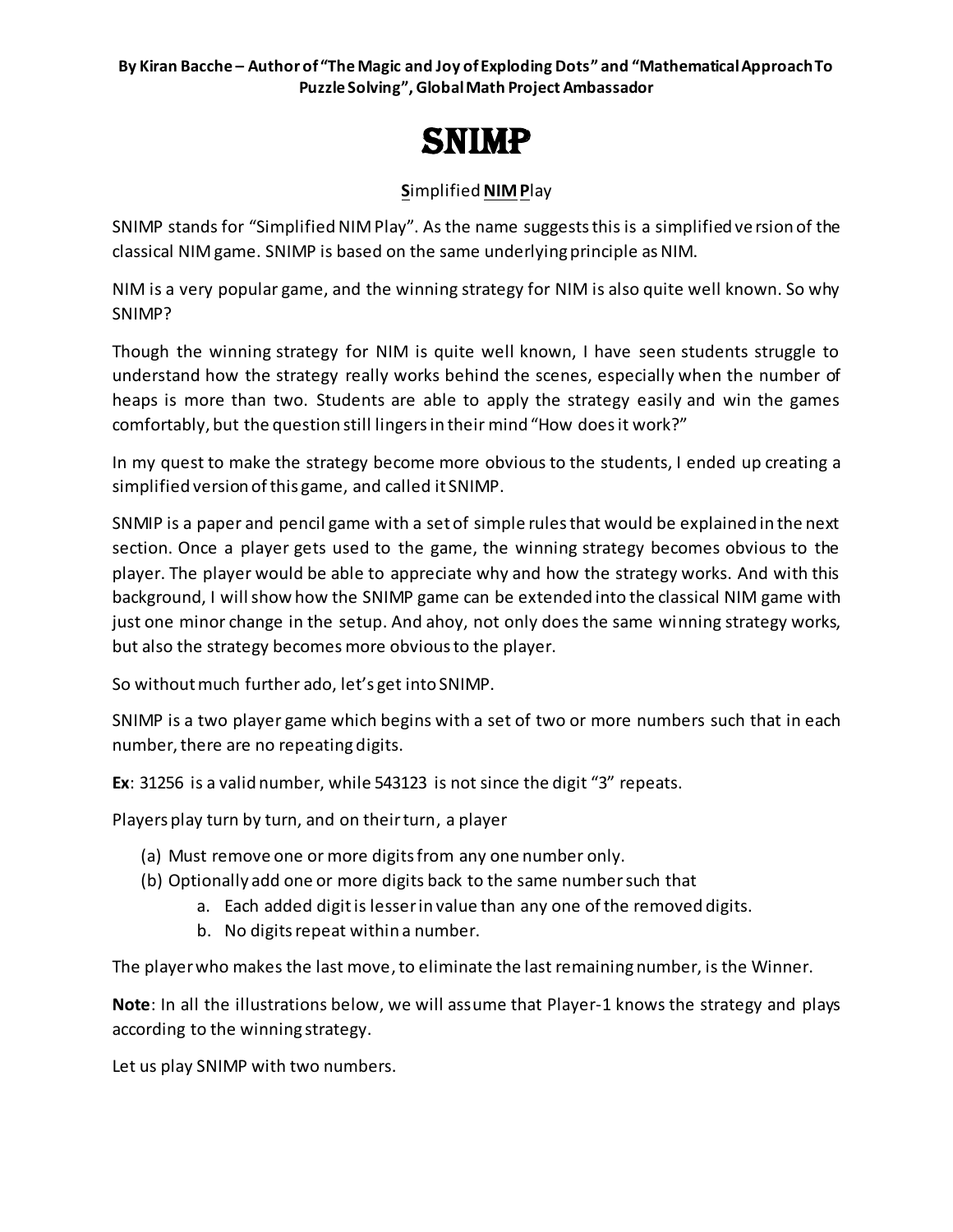**By Kiran Bacche – Author of "The Magic and Joy of Exploding Dots" and "Mathematical Approach To Puzzle Solving", Global Math Project Ambassador**

# SNIMP

**S**implified **NIM** **P**lay

SNIMP stands for "Simplified NIM Play". As the name suggests this is a simplified version of the classical NIM game. SNIMP is based on the same underlying principle as NIM.

NIM is a very popular game, and the winning strategy for NIM is also quite well known. So why SNIMP?

Though the winning strategy for NIM is quite well known, I have seen students struggle to understand how the strategy really works behind the scenes, especially when the number of heaps is more than two. Students are able to apply the strategy easily and win the games comfortably, but the question still lingers in their mind "How does it work?"

In my quest to make the strategy become more obvious to the students, I ended up creating a simplified version of this game, and called it SNIMP.

SNMIP is a paper and pencil game with a set of simple rules that would be explained in the next section. Once a player gets used to the game, the winning strategy becomes obvious to the player. The player would be able to appreciate why and how the strategy works. And with this background, I will show how the SNIMP game can be extended into the classical NIM game with just one minor change in the setup. And ahoy, not only does the same winning strategy works, but also the strategy becomes more obvious to the player.

So without much further ado, let's get into SNIMP.

SNIMP is a two player game which begins with a set of two or more numbers such that in each number, there are no repeating digits.

**Ex**: 31256 is a valid number, while 543123 is not since the digit "3" repeats.

Players play turn by turn, and on their turn, a player

(a) Must remove one or more digits from any one number only.
(b) Optionally add one or more digits back to the same number such that
    a. Each added digit is lesser in value than any one of the removed digits.
    b. No digits repeat within a number.

The player who makes the last move, to eliminate the last remaining number, is the Winner.

**Note**: In all the illustrations below, we will assume that Player-1 knows the strategy and plays according to the winning strategy.

Let us play SNIMP with two numbers.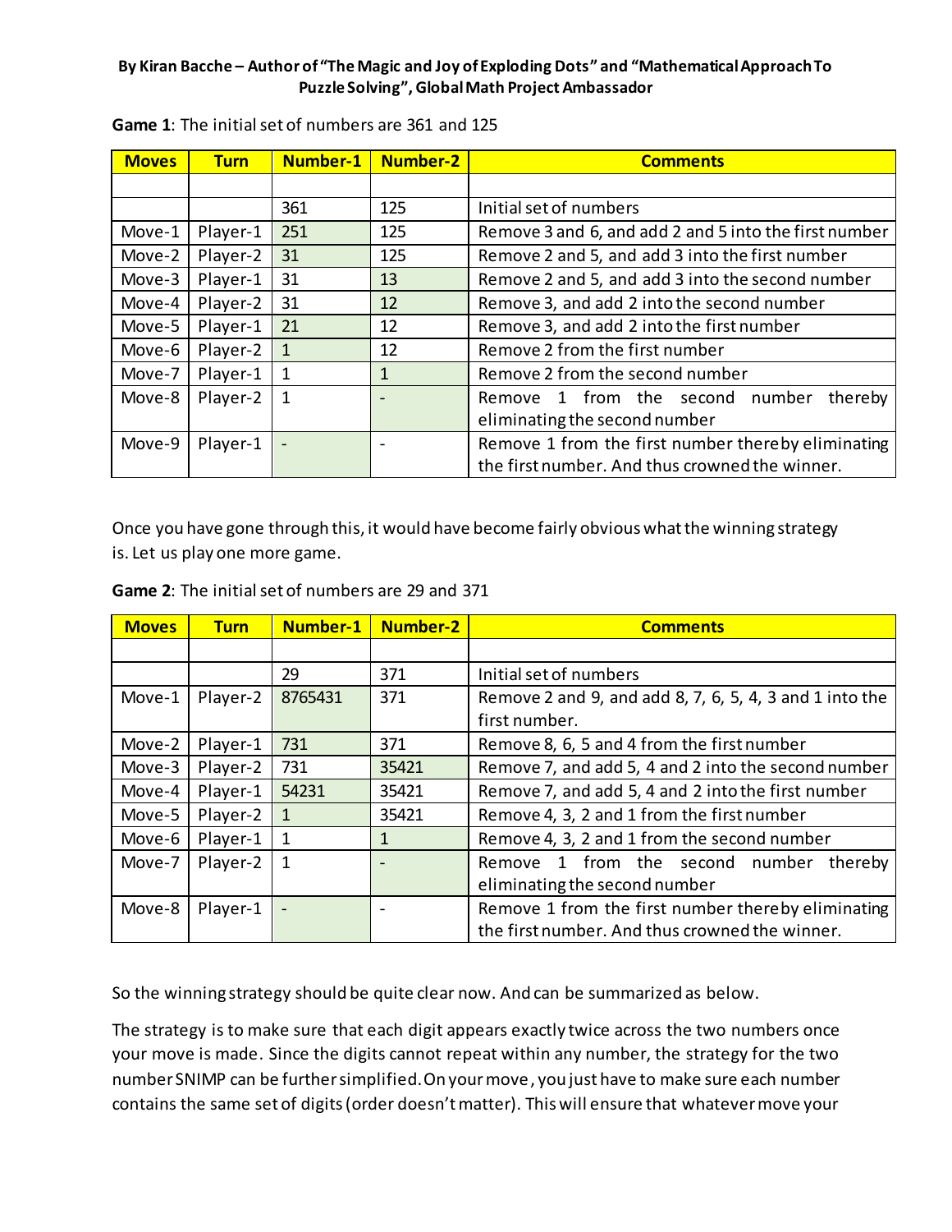**By Kiran Bacche – Author of "The Magic and Joy of Exploding Dots" and "Mathematical Approach To Puzzle Solving", Global Math Project Ambassador**

**Game 1**: The initial set of numbers are 361 and 125

| Moves | Turn | Number-1 | Number-2 | Comments |
|---|---|---|---|---|
| | | | | |
| | | 361 | 125 | Initial set of numbers |
| Move-1 | Player-1 | 251 | 125 | Remove 3 and 6, and add 2 and 5 into the first number |
| Move-2 | Player-2 | 31 | 125 | Remove 2 and 5, and add 3 into the first number |
| Move-3 | Player-1 | 31 | 13 | Remove 2 and 5, and add 3 into the second number |
| Move-4 | Player-2 | 31 | 12 | Remove 3, and add 2 into the second number |
| Move-5 | Player-1 | 21 | 12 | Remove 3, and add 2 into the first number |
| Move-6 | Player-2 | 1 | 12 | Remove 2 from the first number |
| Move-7 | Player-1 | 1 | 1 | Remove 2 from the second number |
| Move-8 | Player-2 | 1 | - | Remove 1 from the second number thereby eliminating the second number |
| Move-9 | Player-1 | - | - | Remove 1 from the first number thereby eliminating the first number. And thus crowned the winner. |

Once you have gone through this, it would have become fairly obvious what the winning strategy is. Let us play one more game.

**Game 2**: The initial set of numbers are 29 and 371

| Moves | Turn | Number-1 | Number-2 | Comments |
|---|---|---|---|---|
| | | | | |
| | | 29 | 371 | Initial set of numbers |
| Move-1 | Player-2 | 8765431 | 371 | Remove 2 and 9, and add 8, 7, 6, 5, 4, 3 and 1 into the first number. |
| Move-2 | Player-1 | 731 | 371 | Remove 8, 6, 5 and 4 from the first number |
| Move-3 | Player-2 | 731 | 35421 | Remove 7, and add 5, 4 and 2 into the second number |
| Move-4 | Player-1 | 54231 | 35421 | Remove 7, and add 5, 4 and 2 into the first number |
| Move-5 | Player-2 | 1 | 35421 | Remove 4, 3, 2 and 1 from the first number |
| Move-6 | Player-1 | 1 | 1 | Remove 4, 3, 2 and 1 from the second number |
| Move-7 | Player-2 | 1 | - | Remove 1 from the second number thereby eliminating the second number |
| Move-8 | Player-1 | - | - | Remove 1 from the first number thereby eliminating the first number. And thus crowned the winner. |

So the winning strategy should be quite clear now. And can be summarized as below.

The strategy is to make sure that each digit appears exactly twice across the two numbers once your move is made. Since the digits cannot repeat within any number, the strategy for the two number SNIMP can be further simplified. On your move, you just have to make sure each number contains the same set of digits (order doesn't matter). This will ensure that whatever move your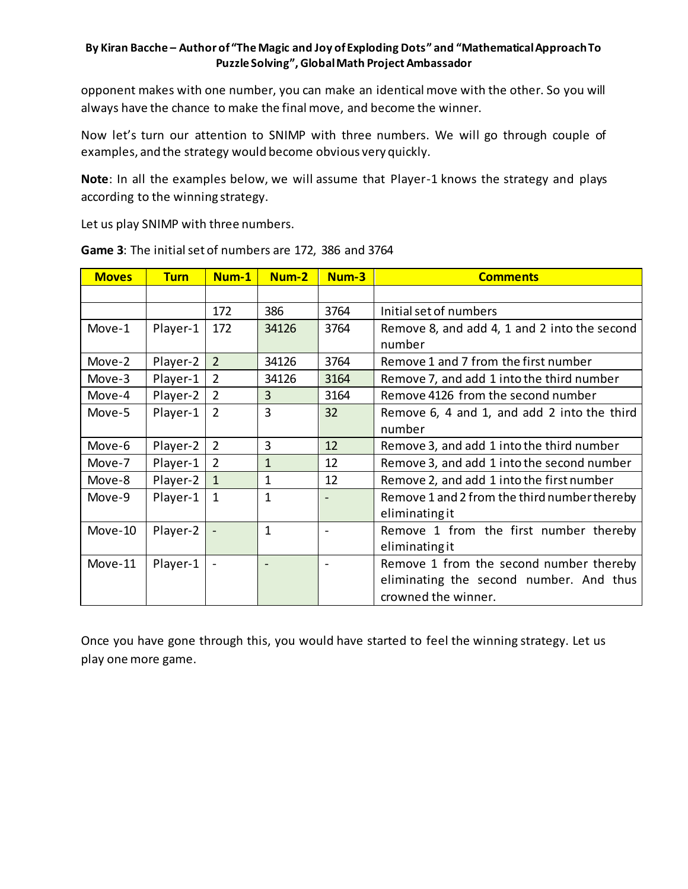opponent makes with one number, you can make an identical move with the other. So you will always have the chance to make the final move, and become the winner.

Now let's turn our attention to SNIMP with three numbers. We will go through couple of examples, and the strategy would become obvious very quickly.

**Note**: In all the examples below, we will assume that Player-1 knows the strategy and plays according to the winning strategy.

Let us play SNIMP with three numbers.

**Game 3**: The initial set of numbers are 172, 386 and 3764

| Moves | Turn | Num-1 | Num-2 | Num-3 | Comments |
|---|---|---|---|---|---|
| | | | | | |
| | | 172 | 386 | 3764 | Initial set of numbers |
| Move-1 | Player-1 | 172 | 34126 | 3764 | Remove 8, and add 4, 1 and 2 into the second number |
| Move-2 | Player-2 | 2 | 34126 | 3764 | Remove 1 and 7 from the first number |
| Move-3 | Player-1 | 2 | 34126 | 3164 | Remove 7, and add 1 into the third number |
| Move-4 | Player-2 | 2 | 3 | 3164 | Remove 4126 from the second number |
| Move-5 | Player-1 | 2 | 3 | 32 | Remove 6, 4 and 1, and add 2 into the third number |
| Move-6 | Player-2 | 2 | 3 | 12 | Remove 3, and add 1 into the third number |
| Move-7 | Player-1 | 2 | 1 | 12 | Remove 3, and add 1 into the second number |
| Move-8 | Player-2 | 1 | 1 | 12 | Remove 2, and add 1 into the first number |
| Move-9 | Player-1 | 1 | 1 | - | Remove 1 and 2 from the third number thereby eliminating it |
| Move-10 | Player-2 | - | 1 | - | Remove 1 from the first number thereby eliminating it |
| Move-11 | Player-1 | - | - | - | Remove 1 from the second number thereby eliminating the second number. And thus crowned the winner. |

Once you have gone through this, you would have started to feel the winning strategy. Let us play one more game.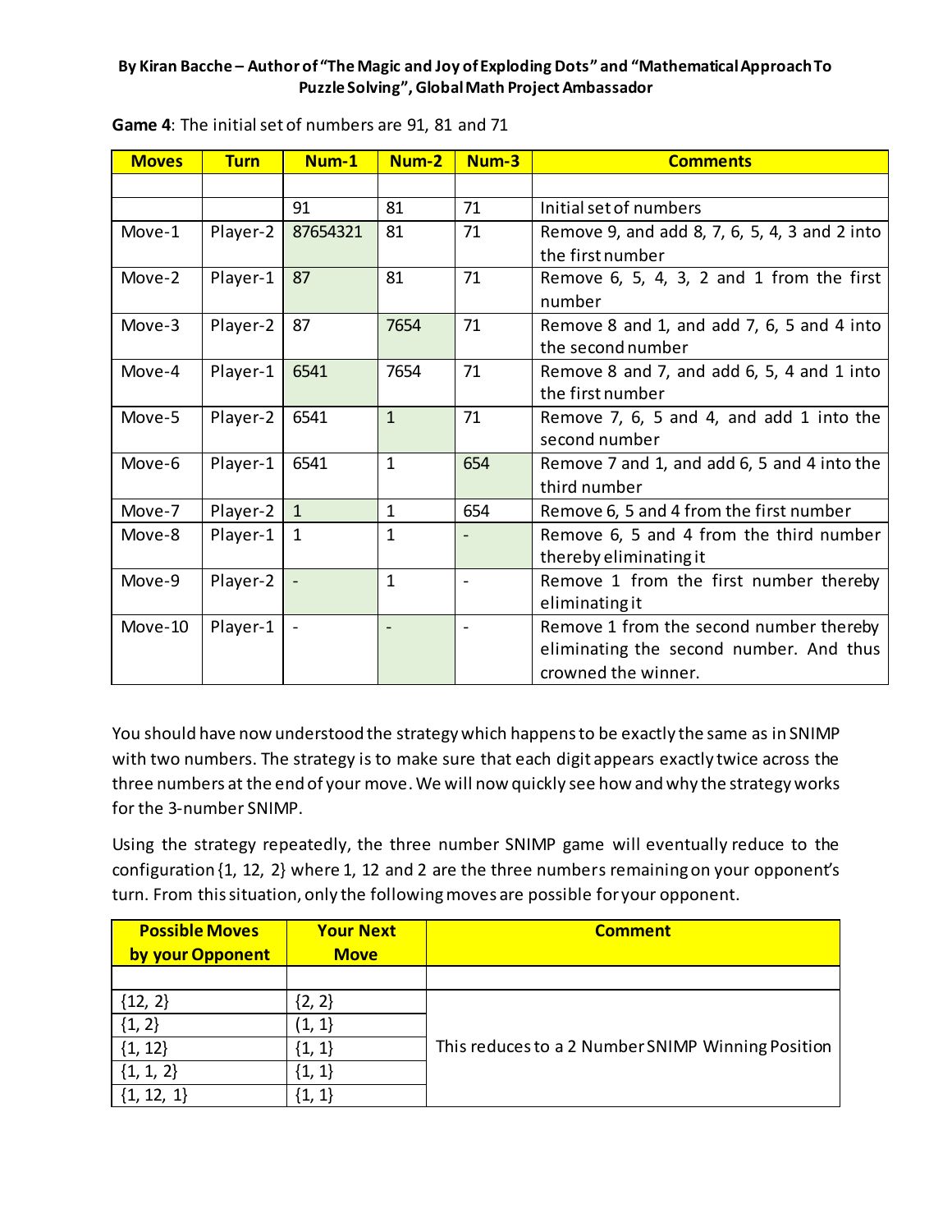**Game 4**: The initial set of numbers are 91, 81 and 71

| Moves | Turn | Num-1 | Num-2 | Num-3 | Comments |
|---|---|---|---|---|---|
| | | | | | |
| | | 91 | 81 | 71 | Initial set of numbers |
| Move-1 | Player-2 | 87654321 | 81 | 71 | Remove 9, and add 8, 7, 6, 5, 4, 3 and 2 into the first number |
| Move-2 | Player-1 | 87 | 81 | 71 | Remove 6, 5, 4, 3, 2 and 1 from the first number |
| Move-3 | Player-2 | 87 | 7654 | 71 | Remove 8 and 1, and add 7, 6, 5 and 4 into the second number |
| Move-4 | Player-1 | 6541 | 7654 | 71 | Remove 8 and 7, and add 6, 5, 4 and 1 into the first number |
| Move-5 | Player-2 | 6541 | 1 | 71 | Remove 7, 6, 5 and 4, and add 1 into the second number |
| Move-6 | Player-1 | 6541 | 1 | 654 | Remove 7 and 1, and add 6, 5 and 4 into the third number |
| Move-7 | Player-2 | 1 | 1 | 654 | Remove 6, 5 and 4 from the first number |
| Move-8 | Player-1 | 1 | 1 | - | Remove 6, 5 and 4 from the third number thereby eliminating it |
| Move-9 | Player-2 | - | 1 | - | Remove 1 from the first number thereby eliminating it |
| Move-10 | Player-1 | - | - | - | Remove 1 from the second number thereby eliminating the second number. And thus crowned the winner. |

You should have now understood the strategy which happens to be exactly the same as in SNIMP with two numbers. The strategy is to make sure that each digit appears exactly twice across the three numbers at the end of your move. We will now quickly see how and why the strategy works for the 3-number SNIMP.

Using the strategy repeatedly, the three number SNIMP game will eventually reduce to the configuration {1, 12, 2} where 1, 12 and 2 are the three numbers remaining on your opponent's turn. From this situation, only the following moves are possible for your opponent.

| Possible Moves by your Opponent | Your Next Move | Comment |
|---|---|---|
| | | |
| {12, 2} | {2, 2} | This reduces to a 2 Number SNIMP Winning Position |
| {1, 2} | {1, 1} | |
| {1, 12} | {1, 1} | |
| {1, 1, 2} | {1, 1} | |
| {1, 12, 1} | {1, 1} | |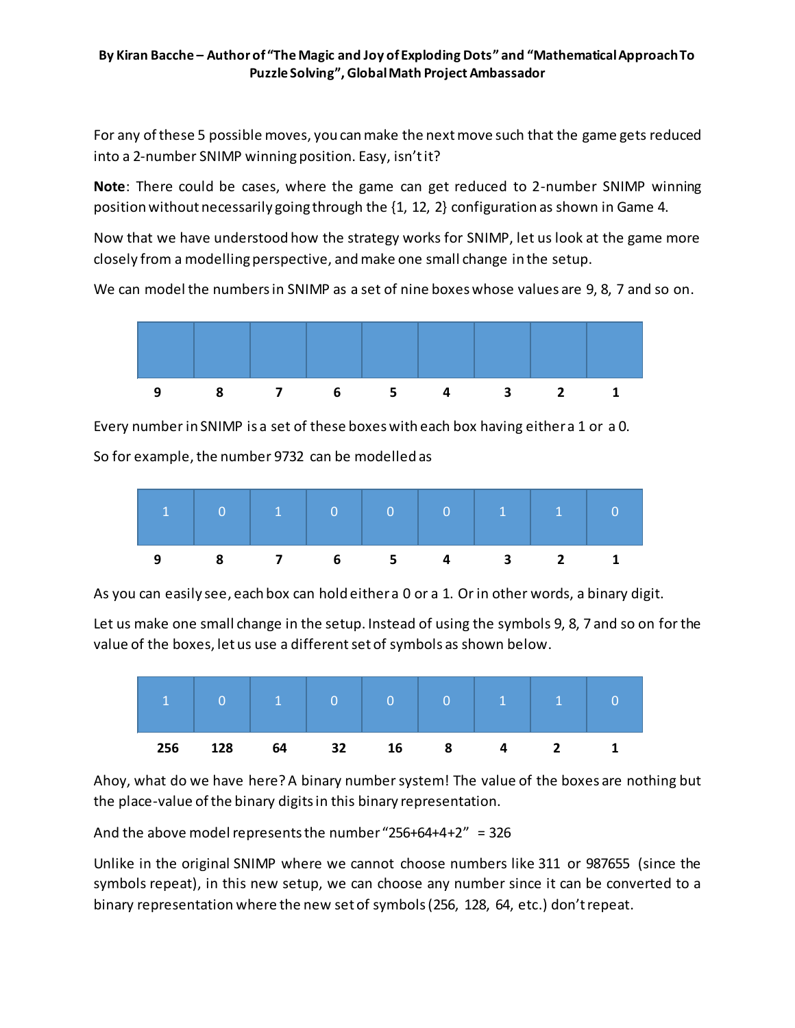For any of these 5 possible moves, you can make the next move such that the game gets reduced into a 2-number SNIMP winning position. Easy, isn't it?

**Note**: There could be cases, where the game can get reduced to 2-number SNIMP winning position without necessarily going through the {1, 12, 2} configuration as shown in Game 4.

Now that we have understood how the strategy works for SNIMP, let us look at the game more closely from a modelling perspective, and make one small change in the setup.

We can model the numbers in SNIMP as a set of nine boxes whose values are 9, 8, 7 and so on.

|   |   |   |   |   |   |   |   |   |
|---|---|---|---|---|---|---|---|---|
| **9** | **8** | **7** | **6** | **5** | **4** | **3** | **2** | **1** |

Every number in SNIMP is a set of these boxes with each box having either a 1 or a 0.

So for example, the number 9732 can be modelled as

| 1 | 0 | 1 | 0 | 0 | 0 | 1 | 1 | 0 |
|---|---|---|---|---|---|---|---|---|
| **9** | **8** | **7** | **6** | **5** | **4** | **3** | **2** | **1** |

As you can easily see, each box can hold either a 0 or a 1. Or in other words, a binary digit.

Let us make one small change in the setup. Instead of using the symbols 9, 8, 7 and so on for the value of the boxes, let us use a different set of symbols as shown below.

| 1 | 0 | 1 | 0 | 0 | 0 | 1 | 1 | 0 |
|---|---|---|---|---|---|---|---|---|
| **256** | **128** | **64** | **32** | **16** | **8** | **4** | **2** | **1** |

Ahoy, what do we have here? A binary number system! The value of the boxes are nothing but the place-value of the binary digits in this binary representation.

And the above model represents the number "256+64+4+2" = 326

Unlike in the original SNIMP where we cannot choose numbers like 311 or 987655 (since the symbols repeat), in this new setup, we can choose any number since it can be converted to a binary representation where the new set of symbols (256, 128, 64, etc.) don't repeat.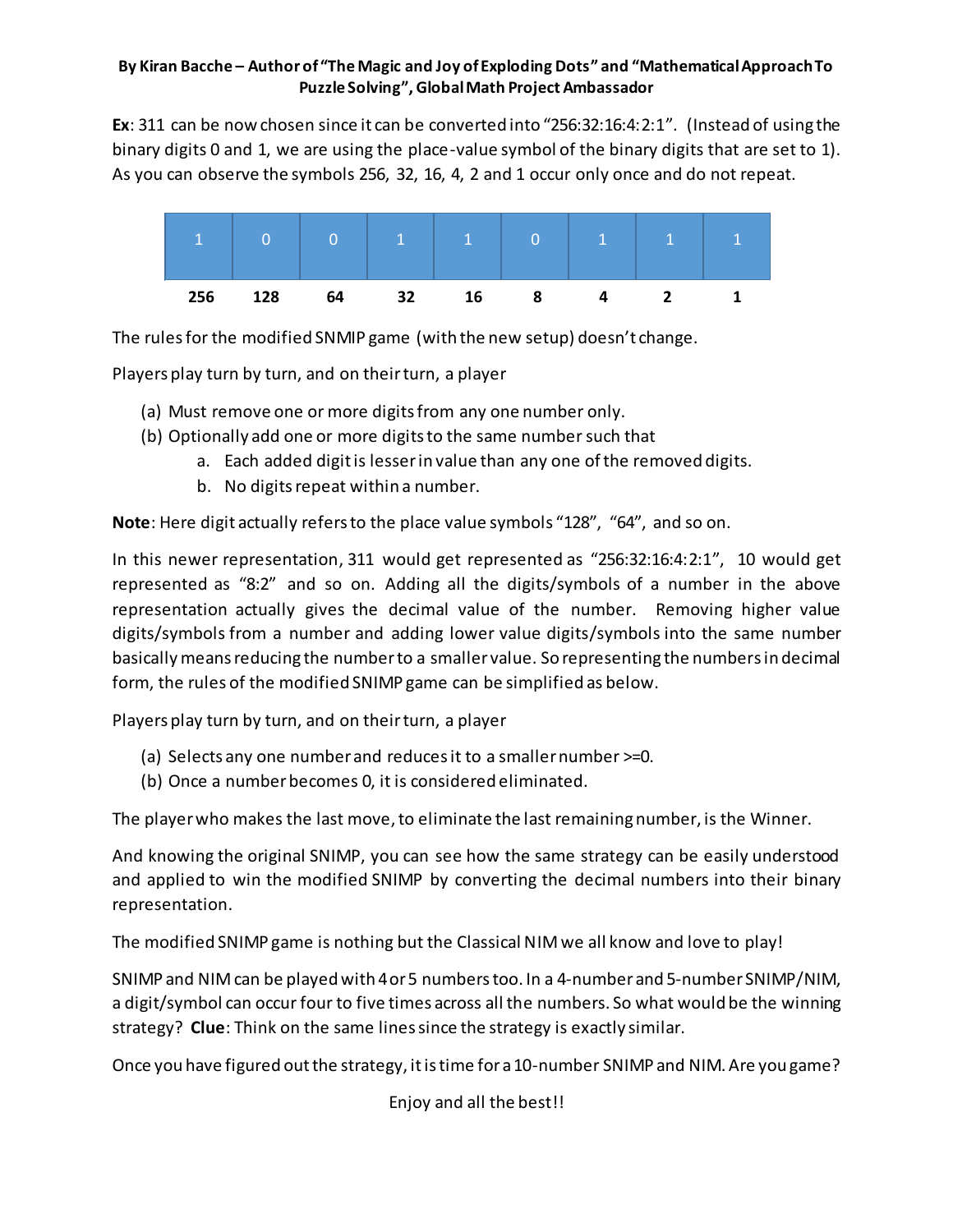**By Kiran Bacche – Author of "The Magic and Joy of Exploding Dots" and "Mathematical Approach To Puzzle Solving", Global Math Project Ambassador**

**Ex**: 311 can be now chosen since it can be converted into "256:32:16:4:2:1". (Instead of using the binary digits 0 and 1, we are using the place-value symbol of the binary digits that are set to 1). As you can observe the symbols 256, 32, 16, 4, 2 and 1 occur only once and do not repeat.

| | | | | | | | | |
|---|---|---|---|---|---|---|---|---|
| 1 | 0 | 0 | 1 | 1 | 0 | 1 | 1 | 1 |
| **256** | **128** | **64** | **32** | **16** | **8** | **4** | **2** | **1** |

The rules for the modified SNMIP game (with the new setup) doesn't change.

Players play turn by turn, and on their turn, a player

(a) Must remove one or more digits from any one number only.
(b) Optionally add one or more digits to the same number such that
   a. Each added digit is lesser in value than any one of the removed digits.
   b. No digits repeat within a number.

**Note**: Here digit actually refers to the place value symbols "128", "64", and so on.

In this newer representation, 311 would get represented as "256:32:16:4:2:1", 10 would get represented as "8:2" and so on. Adding all the digits/symbols of a number in the above representation actually gives the decimal value of the number. Removing higher value digits/symbols from a number and adding lower value digits/symbols into the same number basically means reducing the number to a smaller value. So representing the numbers in decimal form, the rules of the modified SNIMP game can be simplified as below.

Players play turn by turn, and on their turn, a player

(a) Selects any one number and reduces it to a smaller number >=0.
(b) Once a number becomes 0, it is considered eliminated.

The player who makes the last move, to eliminate the last remaining number, is the Winner.

And knowing the original SNIMP, you can see how the same strategy can be easily understood and applied to win the modified SNIMP by converting the decimal numbers into their binary representation.

The modified SNIMP game is nothing but the Classical NIM we all know and love to play!

SNIMP and NIM can be played with 4 or 5 numbers too. In a 4-number and 5-number SNIMP/NIM, a digit/symbol can occur four to five times across all the numbers. So what would be the winning strategy? **Clue**: Think on the same lines since the strategy is exactly similar.

Once you have figured out the strategy, it is time for a 10-number SNIMP and NIM. Are you game?

Enjoy and all the best!!